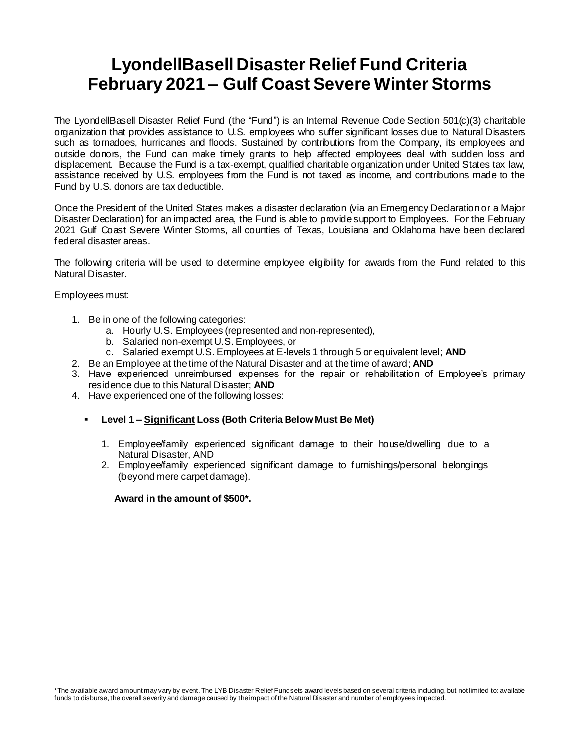# LyondellBasell Disaster Relief Fund Criteria
# February 2021 – Gulf Coast Severe Winter Storms

The LyondellBasell Disaster Relief Fund (the "Fund") is an Internal Revenue Code Section 501(c)(3) charitable organization that provides assistance to U.S. employees who suffer significant losses due to Natural Disasters such as tornadoes, hurricanes and floods. Sustained by contributions from the Company, its employees and outside donors, the Fund can make timely grants to help affected employees deal with sudden loss and displacement. Because the Fund is a tax-exempt, qualified charitable organization under United States tax law, assistance received by U.S. employees from the Fund is not taxed as income, and contributions made to the Fund by U.S. donors are tax deductible.

Once the President of the United States makes a disaster declaration (via an Emergency Declaration or a Major Disaster Declaration) for an impacted area, the Fund is able to provide support to Employees. For the February 2021 Gulf Coast Severe Winter Storms, all counties of Texas, Louisiana and Oklahoma have been declared federal disaster areas.

The following criteria will be used to determine employee eligibility for awards from the Fund related to this Natural Disaster.

Employees must:

1. Be in one of the following categories:
   a. Hourly U.S. Employees (represented and non-represented),
   b. Salaried non-exempt U.S. Employees, or
   c. Salaried exempt U.S. Employees at E-levels 1 through 5 or equivalent level; **AND**
2. Be an Employee at the time of the Natural Disaster and at the time of award; **AND**
3. Have experienced unreimbursed expenses for the repair or rehabilitation of Employee's primary residence due to this Natural Disaster; **AND**
4. Have experienced one of the following losses:

   - **Level 1 – Significant Loss (Both Criteria Below Must Be Met)**

     1. Employee/family experienced significant damage to their house/dwelling due to a Natural Disaster, AND
     2. Employee/family experienced significant damage to furnishings/personal belongings (beyond mere carpet damage).

     **Award in the amount of $500*.**

*The available award amount may vary by event. The LYB Disaster Relief Fund sets award levels based on several criteria including, but not limited to: available funds to disburse, the overall severity and damage caused by the impact of the Natural Disaster and number of employees impacted.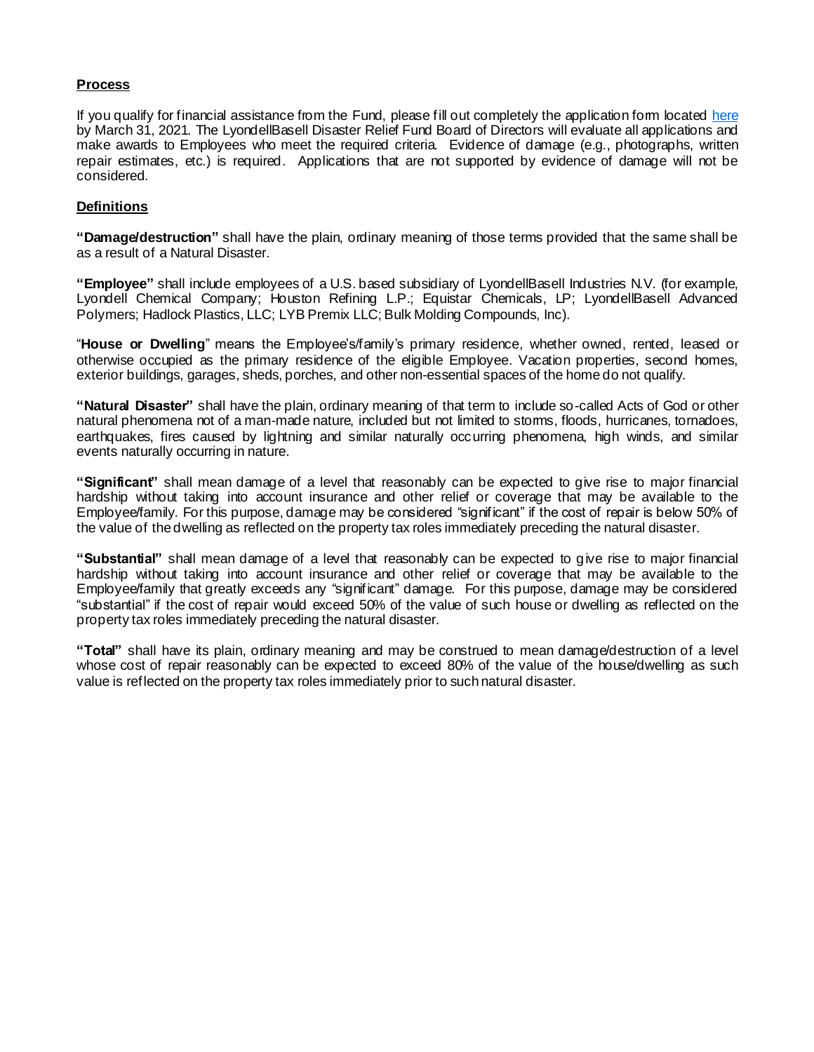**Process**

If you qualify for financial assistance from the Fund, please fill out completely the application form located here by March 31, 2021. The LyondellBasell Disaster Relief Fund Board of Directors will evaluate all applications and make awards to Employees who meet the required criteria. Evidence of damage (e.g., photographs, written repair estimates, etc.) is required. Applications that are not supported by evidence of damage will not be considered.

**Definitions**

**"Damage/destruction"** shall have the plain, ordinary meaning of those terms provided that the same shall be as a result of a Natural Disaster.

**"Employee"** shall include employees of a U.S. based subsidiary of LyondellBasell Industries N.V. (for example, Lyondell Chemical Company; Houston Refining L.P.; Equistar Chemicals, LP; LyondellBasell Advanced Polymers; Hadlock Plastics, LLC; LYB Premix LLC; Bulk Molding Compounds, Inc).

"**House or Dwelling**" means the Employee's/family's primary residence, whether owned, rented, leased or otherwise occupied as the primary residence of the eligible Employee. Vacation properties, second homes, exterior buildings, garages, sheds, porches, and other non-essential spaces of the home do not qualify.

**"Natural Disaster"** shall have the plain, ordinary meaning of that term to include so-called Acts of God or other natural phenomena not of a man-made nature, included but not limited to storms, floods, hurricanes, tornadoes, earthquakes, fires caused by lightning and similar naturally occurring phenomena, high winds, and similar events naturally occurring in nature.

**"Significant"** shall mean damage of a level that reasonably can be expected to give rise to major financial hardship without taking into account insurance and other relief or coverage that may be available to the Employee/family. For this purpose, damage may be considered "significant" if the cost of repair is below 50% of the value of the dwelling as reflected on the property tax roles immediately preceding the natural disaster.

**"Substantial"** shall mean damage of a level that reasonably can be expected to give rise to major financial hardship without taking into account insurance and other relief or coverage that may be available to the Employee/family that greatly exceeds any "significant" damage. For this purpose, damage may be considered "substantial" if the cost of repair would exceed 50% of the value of such house or dwelling as reflected on the property tax roles immediately preceding the natural disaster.

**"Total"** shall have its plain, ordinary meaning and may be construed to mean damage/destruction of a level whose cost of repair reasonably can be expected to exceed 80% of the value of the house/dwelling as such value is reflected on the property tax roles immediately prior to such natural disaster.